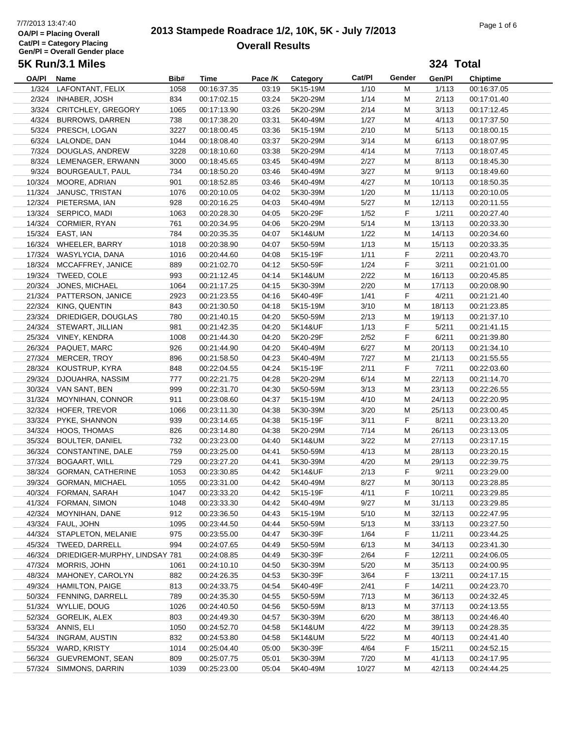# 2013 Stampede Roadrace 1/2, 10K, 5K - July 7/2013

## Overall Results

OA/Pl = Placing Overall
Cat/Pl = Category Placing
Gen/Pl = Overall Gender place

### 5K Run/3.1 Miles

**324 Total**

| OA/Pl | Name | Bib# | Time | Pace /K | Category | Cat/Pl | Gender | Gen/Pl | Chiptime |
|---|---|---|---|---|---|---|---|---|---|
| 1/324 | LAFONTANT, FELIX | 1058 | 00:16:37.35 | 03:19 | 5K15-19M | 1/10 | M | 1/113 | 00:16:37.05 |
| 2/324 | INHABER, JOSH | 834 | 00:17:02.15 | 03:24 | 5K20-29M | 1/14 | M | 2/113 | 00:17:01.40 |
| 3/324 | CRITCHLEY, GREGORY | 1065 | 00:17:13.90 | 03:26 | 5K20-29M | 2/14 | M | 3/113 | 00:17:12.45 |
| 4/324 | BURROWS, DARREN | 738 | 00:17:38.20 | 03:31 | 5K40-49M | 1/27 | M | 4/113 | 00:17:37.50 |
| 5/324 | PRESCH, LOGAN | 3227 | 00:18:00.45 | 03:36 | 5K15-19M | 2/10 | M | 5/113 | 00:18:00.15 |
| 6/324 | LALONDE, DAN | 1044 | 00:18:08.40 | 03:37 | 5K20-29M | 3/14 | M | 6/113 | 00:18:07.95 |
| 7/324 | DOUGLAS, ANDREW | 3228 | 00:18:10.60 | 03:38 | 5K20-29M | 4/14 | M | 7/113 | 00:18:07.45 |
| 8/324 | LEMENAGER, ERWANN | 3000 | 00:18:45.65 | 03:45 | 5K40-49M | 2/27 | M | 8/113 | 00:18:45.30 |
| 9/324 | BOURGEAULT, PAUL | 734 | 00:18:50.20 | 03:46 | 5K40-49M | 3/27 | M | 9/113 | 00:18:49.60 |
| 10/324 | MOORE, ADRIAN | 901 | 00:18:52.85 | 03:46 | 5K40-49M | 4/27 | M | 10/113 | 00:18:50.35 |
| 11/324 | JANUSC, TRISTAN | 1076 | 00:20:10.05 | 04:02 | 5K30-39M | 1/20 | M | 11/113 | 00:20:10.05 |
| 12/324 | PIETERSMA, IAN | 928 | 00:20:16.25 | 04:03 | 5K40-49M | 5/27 | M | 12/113 | 00:20:11.55 |
| 13/324 | SERPICO, MADI | 1063 | 00:20:28.30 | 04:05 | 5K20-29F | 1/52 | F | 1/211 | 00:20:27.40 |
| 14/324 | CORMIER, RYAN | 761 | 00:20:34.95 | 04:06 | 5K20-29M | 5/14 | M | 13/113 | 00:20:33.30 |
| 15/324 | EAST, IAN | 784 | 00:20:35.35 | 04:07 | 5K14&UM | 1/22 | M | 14/113 | 00:20:34.60 |
| 16/324 | WHEELER, BARRY | 1018 | 00:20:38.90 | 04:07 | 5K50-59M | 1/13 | M | 15/113 | 00:20:33.35 |
| 17/324 | WASYLYCIA, DANA | 1016 | 00:20:44.60 | 04:08 | 5K15-19F | 1/11 | F | 2/211 | 00:20:43.70 |
| 18/324 | MCCAFFREY, JANICE | 889 | 00:21:02.70 | 04:12 | 5K50-59F | 1/24 | F | 3/211 | 00:21:01.00 |
| 19/324 | TWEED, COLE | 993 | 00:21:12.45 | 04:14 | 5K14&UM | 2/22 | M | 16/113 | 00:20:45.85 |
| 20/324 | JONES, MICHAEL | 1064 | 00:21:17.25 | 04:15 | 5K30-39M | 2/20 | M | 17/113 | 00:20:08.90 |
| 21/324 | PATTERSON, JANICE | 2923 | 00:21:23.55 | 04:16 | 5K40-49F | 1/41 | F | 4/211 | 00:21:21.40 |
| 22/324 | KING, QUENTIN | 843 | 00:21:30.50 | 04:18 | 5K15-19M | 3/10 | M | 18/113 | 00:21:23.85 |
| 23/324 | DRIEDIGER, DOUGLAS | 780 | 00:21:40.15 | 04:20 | 5K50-59M | 2/13 | M | 19/113 | 00:21:37.10 |
| 24/324 | STEWART, JILLIAN | 981 | 00:21:42.35 | 04:20 | 5K14&UF | 1/13 | F | 5/211 | 00:21:41.15 |
| 25/324 | VINEY, KENDRA | 1008 | 00:21:44.30 | 04:20 | 5K20-29F | 2/52 | F | 6/211 | 00:21:39.80 |
| 26/324 | PAQUET, MARC | 926 | 00:21:44.90 | 04:20 | 5K40-49M | 6/27 | M | 20/113 | 00:21:34.10 |
| 27/324 | MERCER, TROY | 896 | 00:21:58.50 | 04:23 | 5K40-49M | 7/27 | M | 21/113 | 00:21:55.55 |
| 28/324 | KOUSTRUP, KYRA | 848 | 00:22:04.55 | 04:24 | 5K15-19F | 2/11 | F | 7/211 | 00:22:03.60 |
| 29/324 | DJOUAHRA, NASSIM | 777 | 00:22:21.75 | 04:28 | 5K20-29M | 6/14 | M | 22/113 | 00:21:14.70 |
| 30/324 | VAN SANT, BEN | 999 | 00:22:31.70 | 04:30 | 5K50-59M | 3/13 | M | 23/113 | 00:22:26.55 |
| 31/324 | MOYNIHAN, CONNOR | 911 | 00:23:08.60 | 04:37 | 5K15-19M | 4/10 | M | 24/113 | 00:22:20.95 |
| 32/324 | HOFER, TREVOR | 1066 | 00:23:11.30 | 04:38 | 5K30-39M | 3/20 | M | 25/113 | 00:23:00.45 |
| 33/324 | PYKE, SHANNON | 939 | 00:23:14.65 | 04:38 | 5K15-19F | 3/11 | F | 8/211 | 00:23:13.20 |
| 34/324 | HOOS, THOMAS | 826 | 00:23:14.80 | 04:38 | 5K20-29M | 7/14 | M | 26/113 | 00:23:13.05 |
| 35/324 | BOULTER, DANIEL | 732 | 00:23:23.00 | 04:40 | 5K14&UM | 3/22 | M | 27/113 | 00:23:17.15 |
| 36/324 | CONSTANTINE, DALE | 759 | 00:23:25.00 | 04:41 | 5K50-59M | 4/13 | M | 28/113 | 00:23:20.15 |
| 37/324 | BOGAART, WILL | 729 | 00:23:27.20 | 04:41 | 5K30-39M | 4/20 | M | 29/113 | 00:22:39.75 |
| 38/324 | GORMAN, CATHERINE | 1053 | 00:23:30.85 | 04:42 | 5K14&UF | 2/13 | F | 9/211 | 00:23:29.00 |
| 39/324 | GORMAN, MICHAEL | 1055 | 00:23:31.00 | 04:42 | 5K40-49M | 8/27 | M | 30/113 | 00:23:28.85 |
| 40/324 | FORMAN, SARAH | 1047 | 00:23:33.20 | 04:42 | 5K15-19F | 4/11 | F | 10/211 | 00:23:29.85 |
| 41/324 | FORMAN, SIMON | 1048 | 00:23:33.30 | 04:42 | 5K40-49M | 9/27 | M | 31/113 | 00:23:29.85 |
| 42/324 | MOYNIHAN, DANE | 912 | 00:23:36.50 | 04:43 | 5K15-19M | 5/10 | M | 32/113 | 00:22:47.95 |
| 43/324 | FAUL, JOHN | 1095 | 00:23:44.50 | 04:44 | 5K50-59M | 5/13 | M | 33/113 | 00:23:27.50 |
| 44/324 | STAPLETON, MELANIE | 975 | 00:23:55.00 | 04:47 | 5K30-39F | 1/64 | F | 11/211 | 00:23:44.25 |
| 45/324 | TWEED, DARRELL | 994 | 00:24:07.65 | 04:49 | 5K50-59M | 6/13 | M | 34/113 | 00:23:41.30 |
| 46/324 | DRIEDIGER-MURPHY, LINDSAY | 781 | 00:24:08.85 | 04:49 | 5K30-39F | 2/64 | F | 12/211 | 00:24:06.05 |
| 47/324 | MORRIS, JOHN | 1061 | 00:24:10.10 | 04:50 | 5K30-39M | 5/20 | M | 35/113 | 00:24:00.95 |
| 48/324 | MAHONEY, CAROLYN | 882 | 00:24:26.35 | 04:53 | 5K30-39F | 3/64 | F | 13/211 | 00:24:17.15 |
| 49/324 | HAMILTON, PAIGE | 813 | 00:24:33.75 | 04:54 | 5K40-49F | 2/41 | F | 14/211 | 00:24:23.70 |
| 50/324 | FENNING, DARRELL | 789 | 00:24:35.30 | 04:55 | 5K50-59M | 7/13 | M | 36/113 | 00:24:32.45 |
| 51/324 | WYLLIE, DOUG | 1026 | 00:24:40.50 | 04:56 | 5K50-59M | 8/13 | M | 37/113 | 00:24:13.55 |
| 52/324 | GORELIK, ALEX | 803 | 00:24:49.30 | 04:57 | 5K30-39M | 6/20 | M | 38/113 | 00:24:46.40 |
| 53/324 | ANNIS, ELI | 1050 | 00:24:52.70 | 04:58 | 5K14&UM | 4/22 | M | 39/113 | 00:24:28.35 |
| 54/324 | INGRAM, AUSTIN | 832 | 00:24:53.80 | 04:58 | 5K14&UM | 5/22 | M | 40/113 | 00:24:41.40 |
| 55/324 | WARD, KRISTY | 1014 | 00:25:04.40 | 05:00 | 5K30-39F | 4/64 | F | 15/211 | 00:24:52.15 |
| 56/324 | GUEVREMONT, SEAN | 809 | 00:25:07.75 | 05:01 | 5K30-39M | 7/20 | M | 41/113 | 00:24:17.95 |
| 57/324 | SIMMONS, DARRIN | 1039 | 00:25:23.00 | 05:04 | 5K40-49M | 10/27 | M | 42/113 | 00:24:44.25 |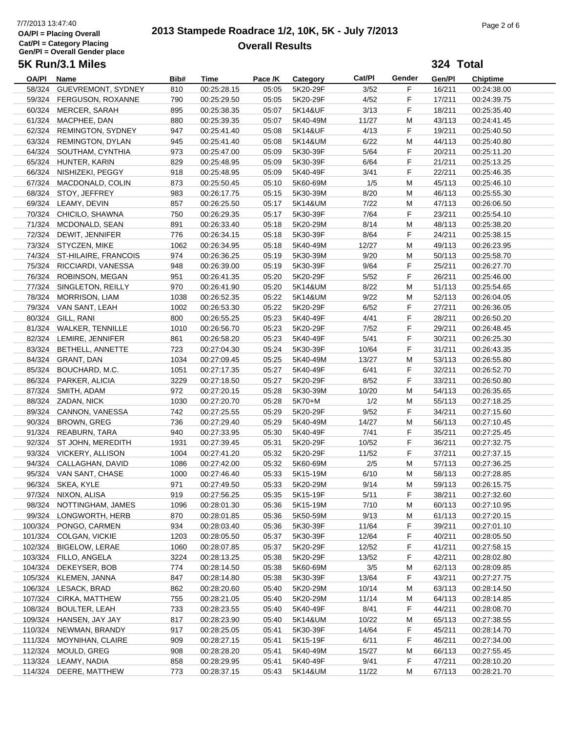# 2013 Stampede Roadrace 1/2, 10K, 5K - July 7/2013

## Overall Results

OA/Pl = Placing Overall
Cat/Pl = Category Placing
Gen/Pl = Overall Gender place

### 5K Run/3.1 Miles

**324 Total**

| OA/Pl | Name | Bib# | Time | Pace /K | Category | Cat/Pl | Gender | Gen/Pl | Chiptime |
|---|---|---|---|---|---|---|---|---|---|
| 58/324 | GUEVREMONT, SYDNEY | 810 | 00:25:28.15 | 05:05 | 5K20-29F | 3/52 | F | 16/211 | 00:24:38.00 |
| 59/324 | FERGUSON, ROXANNE | 790 | 00:25:29.50 | 05:05 | 5K20-29F | 4/52 | F | 17/211 | 00:24:39.75 |
| 60/324 | MERCER, SARAH | 895 | 00:25:38.35 | 05:07 | 5K14&UF | 3/13 | F | 18/211 | 00:25:35.40 |
| 61/324 | MACPHEE, DAN | 880 | 00:25:39.35 | 05:07 | 5K40-49M | 11/27 | M | 43/113 | 00:24:41.45 |
| 62/324 | REMINGTON, SYDNEY | 947 | 00:25:41.40 | 05:08 | 5K14&UF | 4/13 | F | 19/211 | 00:25:40.50 |
| 63/324 | REMINGTON, DYLAN | 945 | 00:25:41.40 | 05:08 | 5K14&UM | 6/22 | M | 44/113 | 00:25:40.80 |
| 64/324 | SOUTHAM, CYNTHIA | 973 | 00:25:47.00 | 05:09 | 5K30-39F | 5/64 | F | 20/211 | 00:25:11.20 |
| 65/324 | HUNTER, KARIN | 829 | 00:25:48.95 | 05:09 | 5K30-39F | 6/64 | F | 21/211 | 00:25:13.25 |
| 66/324 | NISHIZEKI, PEGGY | 918 | 00:25:48.95 | 05:09 | 5K40-49F | 3/41 | F | 22/211 | 00:25:46.35 |
| 67/324 | MACDONALD, COLIN | 873 | 00:25:50.45 | 05:10 | 5K60-69M | 1/5 | M | 45/113 | 00:25:46.10 |
| 68/324 | STOY, JEFFREY | 983 | 00:26:17.75 | 05:15 | 5K30-39M | 8/20 | M | 46/113 | 00:25:55.30 |
| 69/324 | LEAMY, DEVIN | 857 | 00:26:25.50 | 05:17 | 5K14&UM | 7/22 | M | 47/113 | 00:26:06.50 |
| 70/324 | CHICILO, SHAWNA | 750 | 00:26:29.35 | 05:17 | 5K30-39F | 7/64 | F | 23/211 | 00:25:54.10 |
| 71/324 | MCDONALD, SEAN | 891 | 00:26:33.40 | 05:18 | 5K20-29M | 8/14 | M | 48/113 | 00:25:38.20 |
| 72/324 | DEWIT, JENNIFER | 776 | 00:26:34.15 | 05:18 | 5K30-39F | 8/64 | F | 24/211 | 00:25:38.15 |
| 73/324 | STYCZEN, MIKE | 1062 | 00:26:34.95 | 05:18 | 5K40-49M | 12/27 | M | 49/113 | 00:26:23.95 |
| 74/324 | ST-HILAIRE, FRANCOIS | 974 | 00:26:36.25 | 05:19 | 5K30-39M | 9/20 | M | 50/113 | 00:25:58.70 |
| 75/324 | RICCIARDI, VANESSA | 948 | 00:26:39.00 | 05:19 | 5K30-39F | 9/64 | F | 25/211 | 00:26:27.70 |
| 76/324 | ROBINSON, MEGAN | 951 | 00:26:41.35 | 05:20 | 5K20-29F | 5/52 | F | 26/211 | 00:25:46.00 |
| 77/324 | SINGLETON, REILLY | 970 | 00:26:41.90 | 05:20 | 5K14&UM | 8/22 | M | 51/113 | 00:25:54.65 |
| 78/324 | MORRISON, LIAM | 1038 | 00:26:52.35 | 05:22 | 5K14&UM | 9/22 | M | 52/113 | 00:26:04.05 |
| 79/324 | VAN SANT, LEAH | 1002 | 00:26:53.30 | 05:22 | 5K20-29F | 6/52 | F | 27/211 | 00:26:36.05 |
| 80/324 | GILL, RANI | 800 | 00:26:55.25 | 05:23 | 5K40-49F | 4/41 | F | 28/211 | 00:26:50.20 |
| 81/324 | WALKER, TENNILLE | 1010 | 00:26:56.70 | 05:23 | 5K20-29F | 7/52 | F | 29/211 | 00:26:48.45 |
| 82/324 | LEMIRE, JENNIFER | 861 | 00:26:58.20 | 05:23 | 5K40-49F | 5/41 | F | 30/211 | 00:26:25.30 |
| 83/324 | BETHELL, ANNETTE | 723 | 00:27:04.30 | 05:24 | 5K30-39F | 10/64 | F | 31/211 | 00:26:43.35 |
| 84/324 | GRANT, DAN | 1034 | 00:27:09.45 | 05:25 | 5K40-49M | 13/27 | M | 53/113 | 00:26:55.80 |
| 85/324 | BOUCHARD, M.C. | 1051 | 00:27:17.35 | 05:27 | 5K40-49F | 6/41 | F | 32/211 | 00:26:52.70 |
| 86/324 | PARKER, ALICIA | 3229 | 00:27:18.50 | 05:27 | 5K20-29F | 8/52 | F | 33/211 | 00:26:50.80 |
| 87/324 | SMITH, ADAM | 972 | 00:27:20.15 | 05:28 | 5K30-39M | 10/20 | M | 54/113 | 00:26:35.65 |
| 88/324 | ZADAN, NICK | 1030 | 00:27:20.70 | 05:28 | 5K70+M | 1/2 | M | 55/113 | 00:27:18.25 |
| 89/324 | CANNON, VANESSA | 742 | 00:27:25.55 | 05:29 | 5K20-29F | 9/52 | F | 34/211 | 00:27:15.60 |
| 90/324 | BROWN, GREG | 736 | 00:27:29.40 | 05:29 | 5K40-49M | 14/27 | M | 56/113 | 00:27:10.45 |
| 91/324 | REABURN, TARA | 940 | 00:27:33.95 | 05:30 | 5K40-49F | 7/41 | F | 35/211 | 00:27:25.45 |
| 92/324 | ST JOHN, MEREDITH | 1931 | 00:27:39.45 | 05:31 | 5K20-29F | 10/52 | F | 36/211 | 00:27:32.75 |
| 93/324 | VICKERY, ALLISON | 1004 | 00:27:41.20 | 05:32 | 5K20-29F | 11/52 | F | 37/211 | 00:27:37.15 |
| 94/324 | CALLAGHAN, DAVID | 1086 | 00:27:42.00 | 05:32 | 5K60-69M | 2/5 | M | 57/113 | 00:27:36.25 |
| 95/324 | VAN SANT, CHASE | 1000 | 00:27:46.40 | 05:33 | 5K15-19M | 6/10 | M | 58/113 | 00:27:28.85 |
| 96/324 | SKEA, KYLE | 971 | 00:27:49.50 | 05:33 | 5K20-29M | 9/14 | M | 59/113 | 00:26:15.75 |
| 97/324 | NIXON, ALISA | 919 | 00:27:56.25 | 05:35 | 5K15-19F | 5/11 | F | 38/211 | 00:27:32.60 |
| 98/324 | NOTTINGHAM, JAMES | 1096 | 00:28:01.30 | 05:36 | 5K15-19M | 7/10 | M | 60/113 | 00:27:10.95 |
| 99/324 | LONGWORTH, HERB | 870 | 00:28:01.85 | 05:36 | 5K50-59M | 9/13 | M | 61/113 | 00:27:20.15 |
| 100/324 | PONGO, CARMEN | 934 | 00:28:03.40 | 05:36 | 5K30-39F | 11/64 | F | 39/211 | 00:27:01.10 |
| 101/324 | COLGAN, VICKIE | 1203 | 00:28:05.50 | 05:37 | 5K30-39F | 12/64 | F | 40/211 | 00:28:05.50 |
| 102/324 | BIGELOW, LERAE | 1060 | 00:28:07.85 | 05:37 | 5K20-29F | 12/52 | F | 41/211 | 00:27:58.15 |
| 103/324 | FILLO, ANGELA | 3224 | 00:28:13.25 | 05:38 | 5K20-29F | 13/52 | F | 42/211 | 00:28:02.80 |
| 104/324 | DEKEYSER, BOB | 774 | 00:28:14.50 | 05:38 | 5K60-69M | 3/5 | M | 62/113 | 00:28:09.85 |
| 105/324 | KLEMEN, JANNA | 847 | 00:28:14.80 | 05:38 | 5K30-39F | 13/64 | F | 43/211 | 00:27:27.75 |
| 106/324 | LESACK, BRAD | 862 | 00:28:20.60 | 05:40 | 5K20-29M | 10/14 | M | 63/113 | 00:28:14.50 |
| 107/324 | CIRKA, MATTHEW | 755 | 00:28:21.05 | 05:40 | 5K20-29M | 11/14 | M | 64/113 | 00:28:14.85 |
| 108/324 | BOULTER, LEAH | 733 | 00:28:23.55 | 05:40 | 5K40-49F | 8/41 | F | 44/211 | 00:28:08.70 |
| 109/324 | HANSEN, JAY JAY | 817 | 00:28:23.90 | 05:40 | 5K14&UM | 10/22 | M | 65/113 | 00:27:38.55 |
| 110/324 | NEWMAN, BRANDY | 917 | 00:28:25.05 | 05:41 | 5K30-39F | 14/64 | F | 45/211 | 00:28:14.70 |
| 111/324 | MOYNIHAN, CLAIRE | 909 | 00:28:27.15 | 05:41 | 5K15-19F | 6/11 | F | 46/211 | 00:27:34.00 |
| 112/324 | MOULD, GREG | 908 | 00:28:28.20 | 05:41 | 5K40-49M | 15/27 | M | 66/113 | 00:27:55.45 |
| 113/324 | LEAMY, NADIA | 858 | 00:28:29.95 | 05:41 | 5K40-49F | 9/41 | F | 47/211 | 00:28:10.20 |
| 114/324 | DEERE, MATTHEW | 773 | 00:28:37.15 | 05:43 | 5K14&UM | 11/22 | M | 67/113 | 00:28:21.70 |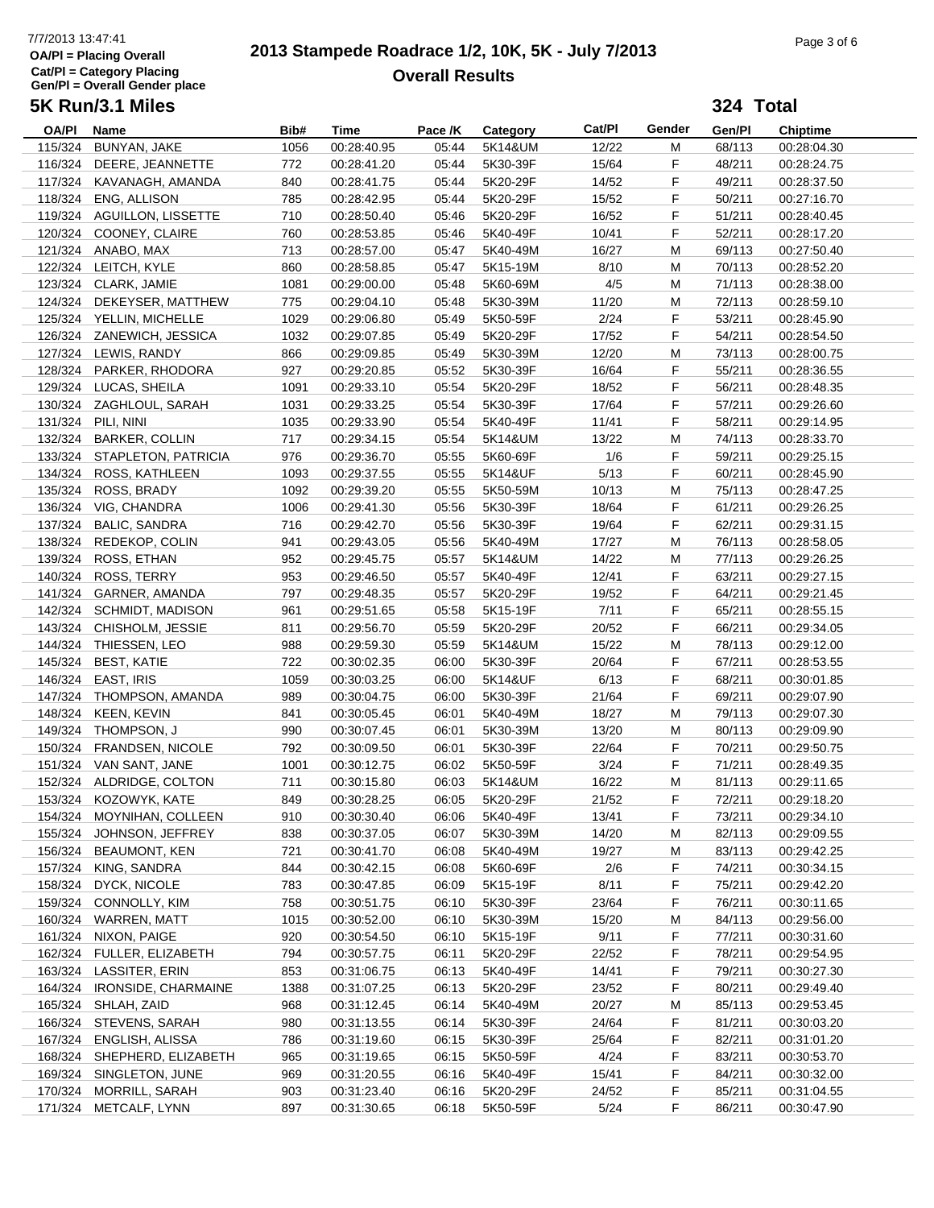7/7/2013 13:47:41
OA/Pl = Placing Overall
Cat/Pl = Category Placing
Gen/Pl = Overall Gender place

# 2013 Stampede Roadrace 1/2, 10K, 5K - July 7/2013

## Overall Results

### 5K Run/3.1 Miles

**324 Total**

| OA/Pl | Name | Bib# | Time | Pace /K | Category | Cat/Pl | Gender | Gen/Pl | Chiptime |
|---|---|---|---|---|---|---|---|---|---|
| 115/324 | BUNYAN, JAKE | 1056 | 00:28:40.95 | 05:44 | 5K14&UM | 12/22 | M | 68/113 | 00:28:04.30 |
| 116/324 | DEERE, JEANNETTE | 772 | 00:28:41.20 | 05:44 | 5K30-39F | 15/64 | F | 48/211 | 00:28:24.75 |
| 117/324 | KAVANAGH, AMANDA | 840 | 00:28:41.75 | 05:44 | 5K20-29F | 14/52 | F | 49/211 | 00:28:37.50 |
| 118/324 | ENG, ALLISON | 785 | 00:28:42.95 | 05:44 | 5K20-29F | 15/52 | F | 50/211 | 00:27:16.70 |
| 119/324 | AGUILLON, LISSETTE | 710 | 00:28:50.40 | 05:46 | 5K20-29F | 16/52 | F | 51/211 | 00:28:40.45 |
| 120/324 | COONEY, CLAIRE | 760 | 00:28:53.85 | 05:46 | 5K40-49F | 10/41 | F | 52/211 | 00:28:17.20 |
| 121/324 | ANABO, MAX | 713 | 00:28:57.00 | 05:47 | 5K40-49M | 16/27 | M | 69/113 | 00:27:50.40 |
| 122/324 | LEITCH, KYLE | 860 | 00:28:58.85 | 05:47 | 5K15-19M | 8/10 | M | 70/113 | 00:28:52.20 |
| 123/324 | CLARK, JAMIE | 1081 | 00:29:00.00 | 05:48 | 5K60-69M | 4/5 | M | 71/113 | 00:28:38.00 |
| 124/324 | DEKEYSER, MATTHEW | 775 | 00:29:04.10 | 05:48 | 5K30-39M | 11/20 | M | 72/113 | 00:28:59.10 |
| 125/324 | YELLIN, MICHELLE | 1029 | 00:29:06.80 | 05:49 | 5K50-59F | 2/24 | F | 53/211 | 00:28:45.90 |
| 126/324 | ZANEWICH, JESSICA | 1032 | 00:29:07.85 | 05:49 | 5K20-29F | 17/52 | F | 54/211 | 00:28:54.50 |
| 127/324 | LEWIS, RANDY | 866 | 00:29:09.85 | 05:49 | 5K30-39M | 12/20 | M | 73/113 | 00:28:00.75 |
| 128/324 | PARKER, RHODORA | 927 | 00:29:20.85 | 05:52 | 5K30-39F | 16/64 | F | 55/211 | 00:28:36.55 |
| 129/324 | LUCAS, SHEILA | 1091 | 00:29:33.10 | 05:54 | 5K20-29F | 18/52 | F | 56/211 | 00:28:48.35 |
| 130/324 | ZAGHLOUL, SARAH | 1031 | 00:29:33.25 | 05:54 | 5K30-39F | 17/64 | F | 57/211 | 00:29:26.60 |
| 131/324 | PILI, NINI | 1035 | 00:29:33.90 | 05:54 | 5K40-49F | 11/41 | F | 58/211 | 00:29:14.95 |
| 132/324 | BARKER, COLLIN | 717 | 00:29:34.15 | 05:54 | 5K14&UM | 13/22 | M | 74/113 | 00:28:33.70 |
| 133/324 | STAPLETON, PATRICIA | 976 | 00:29:36.70 | 05:55 | 5K60-69F | 1/6 | F | 59/211 | 00:29:25.15 |
| 134/324 | ROSS, KATHLEEN | 1093 | 00:29:37.55 | 05:55 | 5K14&UF | 5/13 | F | 60/211 | 00:28:45.90 |
| 135/324 | ROSS, BRADY | 1092 | 00:29:39.20 | 05:55 | 5K50-59M | 10/13 | M | 75/113 | 00:28:47.25 |
| 136/324 | VIG, CHANDRA | 1006 | 00:29:41.30 | 05:56 | 5K30-39F | 18/64 | F | 61/211 | 00:29:26.25 |
| 137/324 | BALIC, SANDRA | 716 | 00:29:42.70 | 05:56 | 5K30-39F | 19/64 | F | 62/211 | 00:29:31.15 |
| 138/324 | REDEKOP, COLIN | 941 | 00:29:43.05 | 05:56 | 5K40-49M | 17/27 | M | 76/113 | 00:28:58.05 |
| 139/324 | ROSS, ETHAN | 952 | 00:29:45.75 | 05:57 | 5K14&UM | 14/22 | M | 77/113 | 00:29:26.25 |
| 140/324 | ROSS, TERRY | 953 | 00:29:46.50 | 05:57 | 5K40-49F | 12/41 | F | 63/211 | 00:29:27.15 |
| 141/324 | GARNER, AMANDA | 797 | 00:29:48.35 | 05:57 | 5K20-29F | 19/52 | F | 64/211 | 00:29:21.45 |
| 142/324 | SCHMIDT, MADISON | 961 | 00:29:51.65 | 05:58 | 5K15-19F | 7/11 | F | 65/211 | 00:28:55.15 |
| 143/324 | CHISHOLM, JESSIE | 811 | 00:29:56.70 | 05:59 | 5K20-29F | 20/52 | F | 66/211 | 00:29:34.05 |
| 144/324 | THIESSEN, LEO | 988 | 00:29:59.30 | 05:59 | 5K14&UM | 15/22 | M | 78/113 | 00:29:12.00 |
| 145/324 | BEST, KATIE | 722 | 00:30:02.35 | 06:00 | 5K30-39F | 20/64 | F | 67/211 | 00:28:53.55 |
| 146/324 | EAST, IRIS | 1059 | 00:30:03.25 | 06:00 | 5K14&UF | 6/13 | F | 68/211 | 00:30:01.85 |
| 147/324 | THOMPSON, AMANDA | 989 | 00:30:04.75 | 06:00 | 5K30-39F | 21/64 | F | 69/211 | 00:29:07.90 |
| 148/324 | KEEN, KEVIN | 841 | 00:30:05.45 | 06:01 | 5K40-49M | 18/27 | M | 79/113 | 00:29:07.30 |
| 149/324 | THOMPSON, J | 990 | 00:30:07.45 | 06:01 | 5K30-39M | 13/20 | M | 80/113 | 00:29:09.90 |
| 150/324 | FRANDSEN, NICOLE | 792 | 00:30:09.50 | 06:01 | 5K30-39F | 22/64 | F | 70/211 | 00:29:50.75 |
| 151/324 | VAN SANT, JANE | 1001 | 00:30:12.75 | 06:02 | 5K50-59F | 3/24 | F | 71/211 | 00:28:49.35 |
| 152/324 | ALDRIDGE, COLTON | 711 | 00:30:15.80 | 06:03 | 5K14&UM | 16/22 | M | 81/113 | 00:29:11.65 |
| 153/324 | KOZOWYK, KATE | 849 | 00:30:28.25 | 06:05 | 5K20-29F | 21/52 | F | 72/211 | 00:29:18.20 |
| 154/324 | MOYNIHAN, COLLEEN | 910 | 00:30:30.40 | 06:06 | 5K40-49F | 13/41 | F | 73/211 | 00:29:34.10 |
| 155/324 | JOHNSON, JEFFREY | 838 | 00:30:37.05 | 06:07 | 5K30-39M | 14/20 | M | 82/113 | 00:29:09.55 |
| 156/324 | BEAUMONT, KEN | 721 | 00:30:41.70 | 06:08 | 5K40-49M | 19/27 | M | 83/113 | 00:29:42.25 |
| 157/324 | KING, SANDRA | 844 | 00:30:42.15 | 06:08 | 5K60-69F | 2/6 | F | 74/211 | 00:30:34.15 |
| 158/324 | DYCK, NICOLE | 783 | 00:30:47.85 | 06:09 | 5K15-19F | 8/11 | F | 75/211 | 00:29:42.20 |
| 159/324 | CONNOLLY, KIM | 758 | 00:30:51.75 | 06:10 | 5K30-39F | 23/64 | F | 76/211 | 00:30:11.65 |
| 160/324 | WARREN, MATT | 1015 | 00:30:52.00 | 06:10 | 5K30-39M | 15/20 | M | 84/113 | 00:29:56.00 |
| 161/324 | NIXON, PAIGE | 920 | 00:30:54.50 | 06:10 | 5K15-19F | 9/11 | F | 77/211 | 00:30:31.60 |
| 162/324 | FULLER, ELIZABETH | 794 | 00:30:57.75 | 06:11 | 5K20-29F | 22/52 | F | 78/211 | 00:29:54.95 |
| 163/324 | LASSITER, ERIN | 853 | 00:31:06.75 | 06:13 | 5K40-49F | 14/41 | F | 79/211 | 00:30:27.30 |
| 164/324 | IRONSIDE, CHARMAINE | 1388 | 00:31:07.25 | 06:13 | 5K20-29F | 23/52 | F | 80/211 | 00:29:49.40 |
| 165/324 | SHLAH, ZAID | 968 | 00:31:12.45 | 06:14 | 5K40-49M | 20/27 | M | 85/113 | 00:29:53.45 |
| 166/324 | STEVENS, SARAH | 980 | 00:31:13.55 | 06:14 | 5K30-39F | 24/64 | F | 81/211 | 00:30:03.20 |
| 167/324 | ENGLISH, ALISSA | 786 | 00:31:19.60 | 06:15 | 5K30-39F | 25/64 | F | 82/211 | 00:31:01.20 |
| 168/324 | SHEPHERD, ELIZABETH | 965 | 00:31:19.65 | 06:15 | 5K50-59F | 4/24 | F | 83/211 | 00:30:53.70 |
| 169/324 | SINGLETON, JUNE | 969 | 00:31:20.55 | 06:16 | 5K40-49F | 15/41 | F | 84/211 | 00:30:32.00 |
| 170/324 | MORRILL, SARAH | 903 | 00:31:23.40 | 06:16 | 5K20-29F | 24/52 | F | 85/211 | 00:31:04.55 |
| 171/324 | METCALF, LYNN | 897 | 00:31:30.65 | 06:18 | 5K50-59F | 5/24 | F | 86/211 | 00:30:47.90 |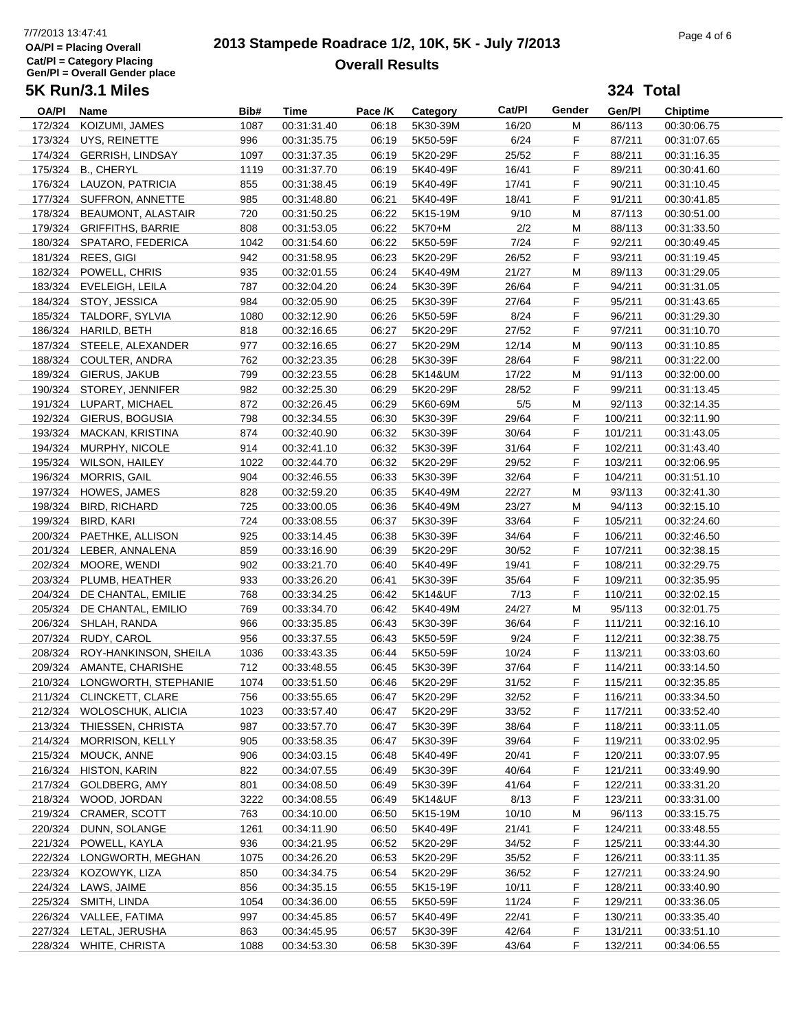7/7/2013 13:47:41

**OA/Pl = Placing Overall**
**Cat/Pl = Category Placing**
**Gen/Pl = Overall Gender place**

# 2013 Stampede Roadrace 1/2, 10K, 5K - July 7/2013

## Overall Results

### 5K Run/3.1 Miles

**324 Total**

| OA/Pl | Name | Bib# | Time | Pace /K | Category | Cat/Pl | Gender | Gen/Pl | Chiptime |
|---|---|---|---|---|---|---|---|---|---|
| 172/324 | KOIZUMI, JAMES | 1087 | 00:31:31.40 | 06:18 | 5K30-39M | 16/20 | M | 86/113 | 00:30:06.75 |
| 173/324 | UYS, REINETTE | 996 | 00:31:35.75 | 06:19 | 5K50-59F | 6/24 | F | 87/211 | 00:31:07.65 |
| 174/324 | GERRISH, LINDSAY | 1097 | 00:31:37.35 | 06:19 | 5K20-29F | 25/52 | F | 88/211 | 00:31:16.35 |
| 175/324 | B., CHERYL | 1119 | 00:31:37.70 | 06:19 | 5K40-49F | 16/41 | F | 89/211 | 00:30:41.60 |
| 176/324 | LAUZON, PATRICIA | 855 | 00:31:38.45 | 06:19 | 5K40-49F | 17/41 | F | 90/211 | 00:31:10.45 |
| 177/324 | SUFFRON, ANNETTE | 985 | 00:31:48.80 | 06:21 | 5K40-49F | 18/41 | F | 91/211 | 00:30:41.85 |
| 178/324 | BEAUMONT, ALASTAIR | 720 | 00:31:50.25 | 06:22 | 5K15-19M | 9/10 | M | 87/113 | 00:30:51.00 |
| 179/324 | GRIFFITHS, BARRIE | 808 | 00:31:53.05 | 06:22 | 5K70+M | 2/2 | M | 88/113 | 00:31:33.50 |
| 180/324 | SPATARO, FEDERICA | 1042 | 00:31:54.60 | 06:22 | 5K50-59F | 7/24 | F | 92/211 | 00:30:49.45 |
| 181/324 | REES, GIGI | 942 | 00:31:58.95 | 06:23 | 5K20-29F | 26/52 | F | 93/211 | 00:31:19.45 |
| 182/324 | POWELL, CHRIS | 935 | 00:32:01.55 | 06:24 | 5K40-49M | 21/27 | M | 89/113 | 00:31:29.05 |
| 183/324 | EVELEIGH, LEILA | 787 | 00:32:04.20 | 06:24 | 5K30-39F | 26/64 | F | 94/211 | 00:31:31.05 |
| 184/324 | STOY, JESSICA | 984 | 00:32:05.90 | 06:25 | 5K30-39F | 27/64 | F | 95/211 | 00:31:43.65 |
| 185/324 | TALDORF, SYLVIA | 1080 | 00:32:12.90 | 06:26 | 5K50-59F | 8/24 | F | 96/211 | 00:31:29.30 |
| 186/324 | HARILD, BETH | 818 | 00:32:16.65 | 06:27 | 5K20-29F | 27/52 | F | 97/211 | 00:31:10.70 |
| 187/324 | STEELE, ALEXANDER | 977 | 00:32:16.65 | 06:27 | 5K20-29M | 12/14 | M | 90/113 | 00:31:10.85 |
| 188/324 | COULTER, ANDRA | 762 | 00:32:23.35 | 06:28 | 5K30-39F | 28/64 | F | 98/211 | 00:31:22.00 |
| 189/324 | GIERUS, JAKUB | 799 | 00:32:23.55 | 06:28 | 5K14&UM | 17/22 | M | 91/113 | 00:32:00.00 |
| 190/324 | STOREY, JENNIFER | 982 | 00:32:25.30 | 06:29 | 5K20-29F | 28/52 | F | 99/211 | 00:31:13.45 |
| 191/324 | LUPART, MICHAEL | 872 | 00:32:26.45 | 06:29 | 5K60-69M | 5/5 | M | 92/113 | 00:32:14.35 |
| 192/324 | GIERUS, BOGUSIA | 798 | 00:32:34.55 | 06:30 | 5K30-39F | 29/64 | F | 100/211 | 00:32:11.90 |
| 193/324 | MACKAN, KRISTINA | 874 | 00:32:40.90 | 06:32 | 5K30-39F | 30/64 | F | 101/211 | 00:31:43.05 |
| 194/324 | MURPHY, NICOLE | 914 | 00:32:41.10 | 06:32 | 5K30-39F | 31/64 | F | 102/211 | 00:31:43.40 |
| 195/324 | WILSON, HAILEY | 1022 | 00:32:44.70 | 06:32 | 5K20-29F | 29/52 | F | 103/211 | 00:32:06.95 |
| 196/324 | MORRIS, GAIL | 904 | 00:32:46.55 | 06:33 | 5K30-39F | 32/64 | F | 104/211 | 00:31:51.10 |
| 197/324 | HOWES, JAMES | 828 | 00:32:59.20 | 06:35 | 5K40-49M | 22/27 | M | 93/113 | 00:32:41.30 |
| 198/324 | BIRD, RICHARD | 725 | 00:33:00.05 | 06:36 | 5K40-49M | 23/27 | M | 94/113 | 00:32:15.10 |
| 199/324 | BIRD, KARI | 724 | 00:33:08.55 | 06:37 | 5K30-39F | 33/64 | F | 105/211 | 00:32:24.60 |
| 200/324 | PAETHKE, ALLISON | 925 | 00:33:14.45 | 06:38 | 5K30-39F | 34/64 | F | 106/211 | 00:32:46.50 |
| 201/324 | LEBER, ANNALENA | 859 | 00:33:16.90 | 06:39 | 5K20-29F | 30/52 | F | 107/211 | 00:32:38.15 |
| 202/324 | MOORE, WENDI | 902 | 00:33:21.70 | 06:40 | 5K40-49F | 19/41 | F | 108/211 | 00:32:29.75 |
| 203/324 | PLUMB, HEATHER | 933 | 00:33:26.20 | 06:41 | 5K30-39F | 35/64 | F | 109/211 | 00:32:35.95 |
| 204/324 | DE CHANTAL, EMILIE | 768 | 00:33:34.25 | 06:42 | 5K14&UF | 7/13 | F | 110/211 | 00:32:02.15 |
| 205/324 | DE CHANTAL, EMILIO | 769 | 00:33:34.70 | 06:42 | 5K40-49M | 24/27 | M | 95/113 | 00:32:01.75 |
| 206/324 | SHLAH, RANDA | 966 | 00:33:35.85 | 06:43 | 5K30-39F | 36/64 | F | 111/211 | 00:32:16.10 |
| 207/324 | RUDY, CAROL | 956 | 00:33:37.55 | 06:43 | 5K50-59F | 9/24 | F | 112/211 | 00:32:38.75 |
| 208/324 | ROY-HANKINSON, SHEILA | 1036 | 00:33:43.35 | 06:44 | 5K50-59F | 10/24 | F | 113/211 | 00:33:03.60 |
| 209/324 | AMANTE, CHARISHE | 712 | 00:33:48.55 | 06:45 | 5K30-39F | 37/64 | F | 114/211 | 00:33:14.50 |
| 210/324 | LONGWORTH, STEPHANIE | 1074 | 00:33:51.50 | 06:46 | 5K20-29F | 31/52 | F | 115/211 | 00:32:35.85 |
| 211/324 | CLINCKETT, CLARE | 756 | 00:33:55.65 | 06:47 | 5K20-29F | 32/52 | F | 116/211 | 00:33:34.50 |
| 212/324 | WOLOSCHUK, ALICIA | 1023 | 00:33:57.40 | 06:47 | 5K20-29F | 33/52 | F | 117/211 | 00:33:52.40 |
| 213/324 | THIESSEN, CHRISTA | 987 | 00:33:57.70 | 06:47 | 5K30-39F | 38/64 | F | 118/211 | 00:33:11.05 |
| 214/324 | MORRISON, KELLY | 905 | 00:33:58.35 | 06:47 | 5K30-39F | 39/64 | F | 119/211 | 00:33:02.95 |
| 215/324 | MOUCK, ANNE | 906 | 00:34:03.15 | 06:48 | 5K40-49F | 20/41 | F | 120/211 | 00:33:07.95 |
| 216/324 | HISTON, KARIN | 822 | 00:34:07.55 | 06:49 | 5K30-39F | 40/64 | F | 121/211 | 00:33:49.90 |
| 217/324 | GOLDBERG, AMY | 801 | 00:34:08.50 | 06:49 | 5K30-39F | 41/64 | F | 122/211 | 00:33:31.20 |
| 218/324 | WOOD, JORDAN | 3222 | 00:34:08.55 | 06:49 | 5K14&UF | 8/13 | F | 123/211 | 00:33:31.00 |
| 219/324 | CRAMER, SCOTT | 763 | 00:34:10.00 | 06:50 | 5K15-19M | 10/10 | M | 96/113 | 00:33:15.75 |
| 220/324 | DUNN, SOLANGE | 1261 | 00:34:11.90 | 06:50 | 5K40-49F | 21/41 | F | 124/211 | 00:33:48.55 |
| 221/324 | POWELL, KAYLA | 936 | 00:34:21.95 | 06:52 | 5K20-29F | 34/52 | F | 125/211 | 00:33:44.30 |
| 222/324 | LONGWORTH, MEGHAN | 1075 | 00:34:26.20 | 06:53 | 5K20-29F | 35/52 | F | 126/211 | 00:33:11.35 |
| 223/324 | KOZOWYK, LIZA | 850 | 00:34:34.75 | 06:54 | 5K20-29F | 36/52 | F | 127/211 | 00:33:24.90 |
| 224/324 | LAWS, JAIME | 856 | 00:34:35.15 | 06:55 | 5K15-19F | 10/11 | F | 128/211 | 00:33:40.90 |
| 225/324 | SMITH, LINDA | 1054 | 00:34:36.00 | 06:55 | 5K50-59F | 11/24 | F | 129/211 | 00:33:36.05 |
| 226/324 | VALLEE, FATIMA | 997 | 00:34:45.85 | 06:57 | 5K40-49F | 22/41 | F | 130/211 | 00:33:35.40 |
| 227/324 | LETAL, JERUSHA | 863 | 00:34:45.95 | 06:57 | 5K30-39F | 42/64 | F | 131/211 | 00:33:51.10 |
| 228/324 | WHITE, CHRISTA | 1088 | 00:34:53.30 | 06:58 | 5K30-39F | 43/64 | F | 132/211 | 00:34:06.55 |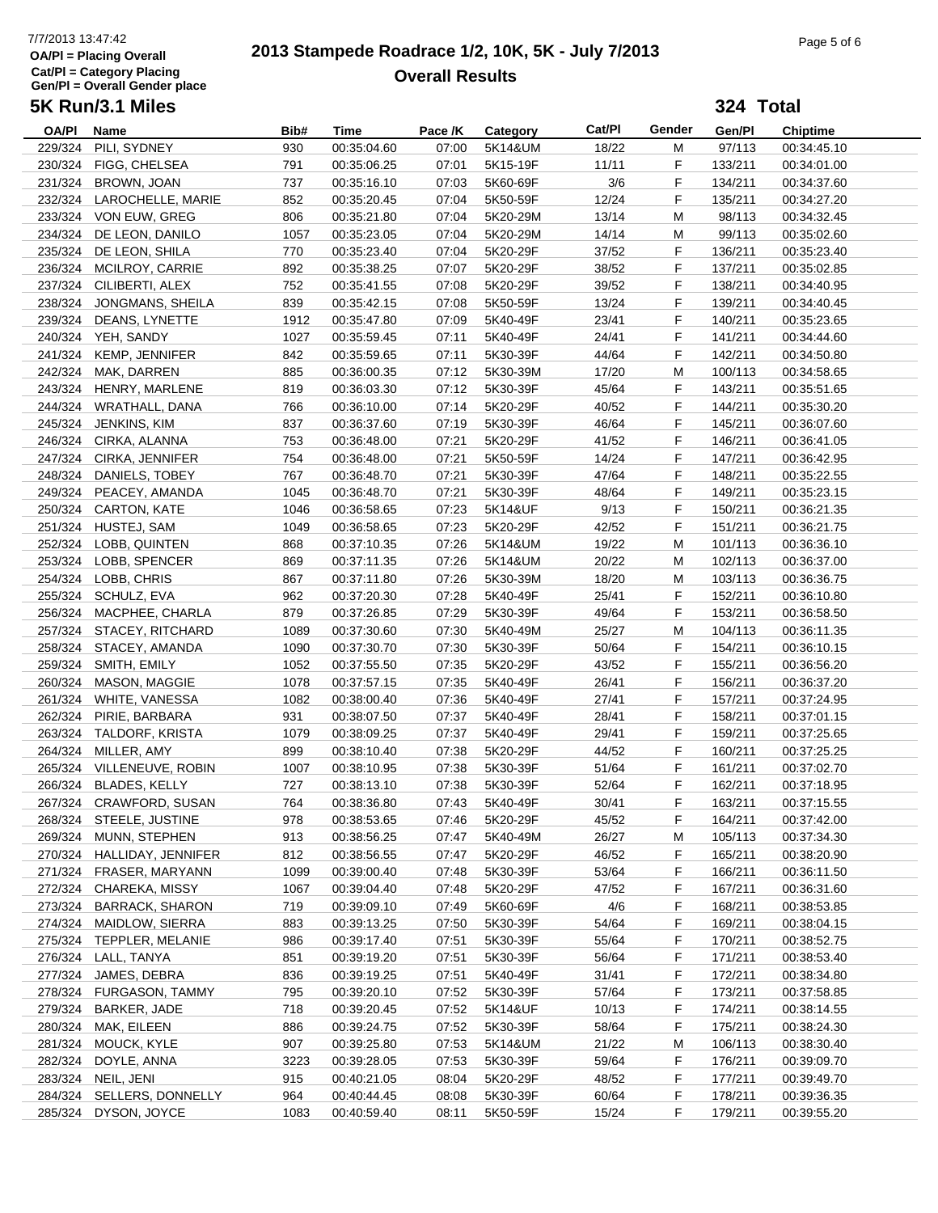# 2013 Stampede Roadrace 1/2, 10K, 5K - July 7/2013

## Overall Results

7/7/2013 13:47:42
OA/Pl = Placing Overall
Cat/Pl = Category Placing
Gen/Pl = Overall Gender place

### 5K Run/3.1 Miles

**324 Total**

| OA/Pl | Name | Bib# | Time | Pace /K | Category | Cat/Pl | Gender | Gen/Pl | Chiptime |
|---|---|---|---|---|---|---|---|---|---|
| 229/324 | PILI, SYDNEY | 930 | 00:35:04.60 | 07:00 | 5K14&UM | 18/22 | M | 97/113 | 00:34:45.10 |
| 230/324 | FIGG, CHELSEA | 791 | 00:35:06.25 | 07:01 | 5K15-19F | 11/11 | F | 133/211 | 00:34:01.00 |
| 231/324 | BROWN, JOAN | 737 | 00:35:16.10 | 07:03 | 5K60-69F | 3/6 | F | 134/211 | 00:34:37.60 |
| 232/324 | LAROCHELLE, MARIE | 852 | 00:35:20.45 | 07:04 | 5K50-59F | 12/24 | F | 135/211 | 00:34:27.20 |
| 233/324 | VON EUW, GREG | 806 | 00:35:21.80 | 07:04 | 5K20-29M | 13/14 | M | 98/113 | 00:34:32.45 |
| 234/324 | DE LEON, DANILO | 1057 | 00:35:23.05 | 07:04 | 5K20-29M | 14/14 | M | 99/113 | 00:35:02.60 |
| 235/324 | DE LEON, SHILA | 770 | 00:35:23.40 | 07:04 | 5K20-29F | 37/52 | F | 136/211 | 00:35:23.40 |
| 236/324 | MCILROY, CARRIE | 892 | 00:35:38.25 | 07:07 | 5K20-29F | 38/52 | F | 137/211 | 00:35:02.85 |
| 237/324 | CILIBERTI, ALEX | 752 | 00:35:41.55 | 07:08 | 5K20-29F | 39/52 | F | 138/211 | 00:34:40.95 |
| 238/324 | JONGMANS, SHEILA | 839 | 00:35:42.15 | 07:08 | 5K50-59F | 13/24 | F | 139/211 | 00:34:40.45 |
| 239/324 | DEANS, LYNETTE | 1912 | 00:35:47.80 | 07:09 | 5K40-49F | 23/41 | F | 140/211 | 00:35:23.65 |
| 240/324 | YEH, SANDY | 1027 | 00:35:59.45 | 07:11 | 5K40-49F | 24/41 | F | 141/211 | 00:34:44.60 |
| 241/324 | KEMP, JENNIFER | 842 | 00:35:59.65 | 07:11 | 5K30-39F | 44/64 | F | 142/211 | 00:34:50.80 |
| 242/324 | MAK, DARREN | 885 | 00:36:00.35 | 07:12 | 5K30-39M | 17/20 | M | 100/113 | 00:34:58.65 |
| 243/324 | HENRY, MARLENE | 819 | 00:36:03.30 | 07:12 | 5K30-39F | 45/64 | F | 143/211 | 00:35:51.65 |
| 244/324 | WRATHALL, DANA | 766 | 00:36:10.00 | 07:14 | 5K20-29F | 40/52 | F | 144/211 | 00:35:30.20 |
| 245/324 | JENKINS, KIM | 837 | 00:36:37.60 | 07:19 | 5K30-39F | 46/64 | F | 145/211 | 00:36:07.60 |
| 246/324 | CIRKA, ALANNA | 753 | 00:36:48.00 | 07:21 | 5K20-29F | 41/52 | F | 146/211 | 00:36:41.05 |
| 247/324 | CIRKA, JENNIFER | 754 | 00:36:48.00 | 07:21 | 5K50-59F | 14/24 | F | 147/211 | 00:36:42.95 |
| 248/324 | DANIELS, TOBEY | 767 | 00:36:48.70 | 07:21 | 5K30-39F | 47/64 | F | 148/211 | 00:35:22.55 |
| 249/324 | PEACEY, AMANDA | 1045 | 00:36:48.70 | 07:21 | 5K30-39F | 48/64 | F | 149/211 | 00:35:23.15 |
| 250/324 | CARTON, KATE | 1046 | 00:36:58.65 | 07:23 | 5K14&UF | 9/13 | F | 150/211 | 00:36:21.35 |
| 251/324 | HUSTEJ, SAM | 1049 | 00:36:58.65 | 07:23 | 5K20-29F | 42/52 | F | 151/211 | 00:36:21.75 |
| 252/324 | LOBB, QUINTEN | 868 | 00:37:10.35 | 07:26 | 5K14&UM | 19/22 | M | 101/113 | 00:36:36.10 |
| 253/324 | LOBB, SPENCER | 869 | 00:37:11.35 | 07:26 | 5K14&UM | 20/22 | M | 102/113 | 00:36:37.00 |
| 254/324 | LOBB, CHRIS | 867 | 00:37:11.80 | 07:26 | 5K30-39M | 18/20 | M | 103/113 | 00:36:36.75 |
| 255/324 | SCHULZ, EVA | 962 | 00:37:20.30 | 07:28 | 5K40-49F | 25/41 | F | 152/211 | 00:36:10.80 |
| 256/324 | MACPHEE, CHARLA | 879 | 00:37:26.85 | 07:29 | 5K30-39F | 49/64 | F | 153/211 | 00:36:58.50 |
| 257/324 | STACEY, RITCHARD | 1089 | 00:37:30.60 | 07:30 | 5K40-49M | 25/27 | M | 104/113 | 00:36:11.35 |
| 258/324 | STACEY, AMANDA | 1090 | 00:37:30.70 | 07:30 | 5K30-39F | 50/64 | F | 154/211 | 00:36:10.15 |
| 259/324 | SMITH, EMILY | 1052 | 00:37:55.50 | 07:35 | 5K20-29F | 43/52 | F | 155/211 | 00:36:56.20 |
| 260/324 | MASON, MAGGIE | 1078 | 00:37:57.15 | 07:35 | 5K40-49F | 26/41 | F | 156/211 | 00:36:37.20 |
| 261/324 | WHITE, VANESSA | 1082 | 00:38:00.40 | 07:36 | 5K40-49F | 27/41 | F | 157/211 | 00:37:24.95 |
| 262/324 | PIRIE, BARBARA | 931 | 00:38:07.50 | 07:37 | 5K40-49F | 28/41 | F | 158/211 | 00:37:01.15 |
| 263/324 | TALDORF, KRISTA | 1079 | 00:38:09.25 | 07:37 | 5K40-49F | 29/41 | F | 159/211 | 00:37:25.65 |
| 264/324 | MILLER, AMY | 899 | 00:38:10.40 | 07:38 | 5K20-29F | 44/52 | F | 160/211 | 00:37:25.25 |
| 265/324 | VILLENEUVE, ROBIN | 1007 | 00:38:10.95 | 07:38 | 5K30-39F | 51/64 | F | 161/211 | 00:37:02.70 |
| 266/324 | BLADES, KELLY | 727 | 00:38:13.10 | 07:38 | 5K30-39F | 52/64 | F | 162/211 | 00:37:18.95 |
| 267/324 | CRAWFORD, SUSAN | 764 | 00:38:36.80 | 07:43 | 5K40-49F | 30/41 | F | 163/211 | 00:37:15.55 |
| 268/324 | STEELE, JUSTINE | 978 | 00:38:53.65 | 07:46 | 5K20-29F | 45/52 | F | 164/211 | 00:37:42.00 |
| 269/324 | MUNN, STEPHEN | 913 | 00:38:56.25 | 07:47 | 5K40-49M | 26/27 | M | 105/113 | 00:37:34.30 |
| 270/324 | HALLIDAY, JENNIFER | 812 | 00:38:56.55 | 07:47 | 5K20-29F | 46/52 | F | 165/211 | 00:38:20.90 |
| 271/324 | FRASER, MARYANN | 1099 | 00:39:00.40 | 07:48 | 5K30-39F | 53/64 | F | 166/211 | 00:36:11.50 |
| 272/324 | CHAREKA, MISSY | 1067 | 00:39:04.40 | 07:48 | 5K20-29F | 47/52 | F | 167/211 | 00:36:31.60 |
| 273/324 | BARRACK, SHARON | 719 | 00:39:09.10 | 07:49 | 5K60-69F | 4/6 | F | 168/211 | 00:38:53.85 |
| 274/324 | MAIDLOW, SIERRA | 883 | 00:39:13.25 | 07:50 | 5K30-39F | 54/64 | F | 169/211 | 00:38:04.15 |
| 275/324 | TEPPLER, MELANIE | 986 | 00:39:17.40 | 07:51 | 5K30-39F | 55/64 | F | 170/211 | 00:38:52.75 |
| 276/324 | LALL, TANYA | 851 | 00:39:19.20 | 07:51 | 5K30-39F | 56/64 | F | 171/211 | 00:38:53.40 |
| 277/324 | JAMES, DEBRA | 836 | 00:39:19.25 | 07:51 | 5K40-49F | 31/41 | F | 172/211 | 00:38:34.80 |
| 278/324 | FURGASON, TAMMY | 795 | 00:39:20.10 | 07:52 | 5K30-39F | 57/64 | F | 173/211 | 00:37:58.85 |
| 279/324 | BARKER, JADE | 718 | 00:39:20.45 | 07:52 | 5K14&UF | 10/13 | F | 174/211 | 00:38:14.55 |
| 280/324 | MAK, EILEEN | 886 | 00:39:24.75 | 07:52 | 5K30-39F | 58/64 | F | 175/211 | 00:38:24.30 |
| 281/324 | MOUCK, KYLE | 907 | 00:39:25.80 | 07:53 | 5K14&UM | 21/22 | M | 106/113 | 00:38:30.40 |
| 282/324 | DOYLE, ANNA | 3223 | 00:39:28.05 | 07:53 | 5K30-39F | 59/64 | F | 176/211 | 00:39:09.70 |
| 283/324 | NEIL, JENI | 915 | 00:40:21.05 | 08:04 | 5K20-29F | 48/52 | F | 177/211 | 00:39:49.70 |
| 284/324 | SELLERS, DONNELLY | 964 | 00:40:44.45 | 08:08 | 5K30-39F | 60/64 | F | 178/211 | 00:39:36.35 |
| 285/324 | DYSON, JOYCE | 1083 | 00:40:59.40 | 08:11 | 5K50-59F | 15/24 | F | 179/211 | 00:39:55.20 |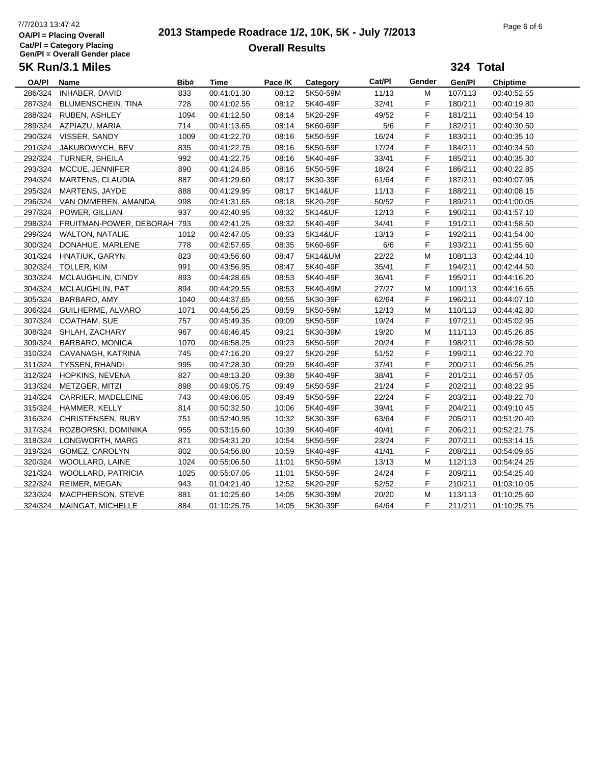7/7/2013 13:47:42
**OA/Pl = Placing Overall**
**Cat/Pl = Category Placing**
**Gen/Pl = Overall Gender place**

# 2013 Stampede Roadrace 1/2, 10K, 5K - July 7/2013

## Overall Results

### 5K Run/3.1 Miles

**324 Total**

| OA/Pl | Name | Bib# | Time | Pace /K | Category | Cat/Pl | Gender | Gen/Pl | Chiptime |
|---|---|---|---|---|---|---|---|---|---|
| 286/324 | INHABER, DAVID | 833 | 00:41:01.30 | 08:12 | 5K50-59M | 11/13 | M | 107/113 | 00:40:52.55 |
| 287/324 | BLUMENSCHEIN, TINA | 728 | 00:41:02.55 | 08:12 | 5K40-49F | 32/41 | F | 180/211 | 00:40:19.80 |
| 288/324 | RUBEN, ASHLEY | 1094 | 00:41:12.50 | 08:14 | 5K20-29F | 49/52 | F | 181/211 | 00:40:54.10 |
| 289/324 | AZPIAZU, MARIA | 714 | 00:41:13.65 | 08:14 | 5K60-69F | 5/6 | F | 182/211 | 00:40:30.50 |
| 290/324 | VISSER, SANDY | 1009 | 00:41:22.70 | 08:16 | 5K50-59F | 16/24 | F | 183/211 | 00:40:35.10 |
| 291/324 | JAKUBOWYCH, BEV | 835 | 00:41:22.75 | 08:16 | 5K50-59F | 17/24 | F | 184/211 | 00:40:34.50 |
| 292/324 | TURNER, SHEILA | 992 | 00:41:22.75 | 08:16 | 5K40-49F | 33/41 | F | 185/211 | 00:40:35.30 |
| 293/324 | MCCUE, JENNIFER | 890 | 00:41:24.85 | 08:16 | 5K50-59F | 18/24 | F | 186/211 | 00:40:22.85 |
| 294/324 | MARTENS, CLAUDIA | 887 | 00:41:29.60 | 08:17 | 5K30-39F | 61/64 | F | 187/211 | 00:40:07.95 |
| 295/324 | MARTENS, JAYDE | 888 | 00:41:29.95 | 08:17 | 5K14&UF | 11/13 | F | 188/211 | 00:40:08.15 |
| 296/324 | VAN OMMEREN, AMANDA | 998 | 00:41:31.65 | 08:18 | 5K20-29F | 50/52 | F | 189/211 | 00:41:00.05 |
| 297/324 | POWER, GILLIAN | 937 | 00:42:40.95 | 08:32 | 5K14&UF | 12/13 | F | 190/211 | 00:41:57.10 |
| 298/324 | FRUITMAN-POWER, DEBORAH | 793 | 00:42:41.25 | 08:32 | 5K40-49F | 34/41 | F | 191/211 | 00:41:58.50 |
| 299/324 | WALTON, NATALIE | 1012 | 00:42:47.05 | 08:33 | 5K14&UF | 13/13 | F | 192/211 | 00:41:54.00 |
| 300/324 | DONAHUE, MARLENE | 778 | 00:42:57.65 | 08:35 | 5K60-69F | 6/6 | F | 193/211 | 00:41:55.60 |
| 301/324 | HNATIUK, GARYN | 823 | 00:43:56.60 | 08:47 | 5K14&UM | 22/22 | M | 108/113 | 00:42:44.10 |
| 302/324 | TOLLER, KIM | 991 | 00:43:56.95 | 08:47 | 5K40-49F | 35/41 | F | 194/211 | 00:42:44.50 |
| 303/324 | MCLAUGHLIN, CINDY | 893 | 00:44:28.65 | 08:53 | 5K40-49F | 36/41 | F | 195/211 | 00:44:16.20 |
| 304/324 | MCLAUGHLIN, PAT | 894 | 00:44:29.55 | 08:53 | 5K40-49M | 27/27 | M | 109/113 | 00:44:16.65 |
| 305/324 | BARBARO, AMY | 1040 | 00:44:37.65 | 08:55 | 5K30-39F | 62/64 | F | 196/211 | 00:44:07.10 |
| 306/324 | GUILHERME, ALVARO | 1071 | 00:44:56.25 | 08:59 | 5K50-59M | 12/13 | M | 110/113 | 00:44:42.80 |
| 307/324 | COATHAM, SUE | 757 | 00:45:49.35 | 09:09 | 5K50-59F | 19/24 | F | 197/211 | 00:45:02.95 |
| 308/324 | SHLAH, ZACHARY | 967 | 00:46:46.45 | 09:21 | 5K30-39M | 19/20 | M | 111/113 | 00:45:26.85 |
| 309/324 | BARBARO, MONICA | 1070 | 00:46:58.25 | 09:23 | 5K50-59F | 20/24 | F | 198/211 | 00:46:28.50 |
| 310/324 | CAVANAGH, KATRINA | 745 | 00:47:16.20 | 09:27 | 5K20-29F | 51/52 | F | 199/211 | 00:46:22.70 |
| 311/324 | TYSSEN, RHANDI | 995 | 00:47:28.30 | 09:29 | 5K40-49F | 37/41 | F | 200/211 | 00:46:56.25 |
| 312/324 | HOPKINS, NEVENA | 827 | 00:48:13.20 | 09:38 | 5K40-49F | 38/41 | F | 201/211 | 00:46:57.05 |
| 313/324 | METZGER, MITZI | 898 | 00:49:05.75 | 09:49 | 5K50-59F | 21/24 | F | 202/211 | 00:48:22.95 |
| 314/324 | CARRIER, MADELEINE | 743 | 00:49:06.05 | 09:49 | 5K50-59F | 22/24 | F | 203/211 | 00:48:22.70 |
| 315/324 | HAMMER, KELLY | 814 | 00:50:32.50 | 10:06 | 5K40-49F | 39/41 | F | 204/211 | 00:49:10.45 |
| 316/324 | CHRISTENSEN, RUBY | 751 | 00:52:40.95 | 10:32 | 5K30-39F | 63/64 | F | 205/211 | 00:51:20.40 |
| 317/324 | ROZBORSKI, DOMINIKA | 955 | 00:53:15.60 | 10:39 | 5K40-49F | 40/41 | F | 206/211 | 00:52:21.75 |
| 318/324 | LONGWORTH, MARG | 871 | 00:54:31.20 | 10:54 | 5K50-59F | 23/24 | F | 207/211 | 00:53:14.15 |
| 319/324 | GOMEZ, CAROLYN | 802 | 00:54:56.80 | 10:59 | 5K40-49F | 41/41 | F | 208/211 | 00:54:09.65 |
| 320/324 | WOOLLARD, LAINE | 1024 | 00:55:06.50 | 11:01 | 5K50-59M | 13/13 | M | 112/113 | 00:54:24.25 |
| 321/324 | WOOLLARD, PATRICIA | 1025 | 00:55:07.05 | 11:01 | 5K50-59F | 24/24 | F | 209/211 | 00:54:25.40 |
| 322/324 | REIMER, MEGAN | 943 | 01:04:21.40 | 12:52 | 5K20-29F | 52/52 | F | 210/211 | 01:03:10.05 |
| 323/324 | MACPHERSON, STEVE | 881 | 01:10:25.60 | 14:05 | 5K30-39M | 20/20 | M | 113/113 | 01:10:25.60 |
| 324/324 | MAINGAT, MICHELLE | 884 | 01:10:25.75 | 14:05 | 5K30-39F | 64/64 | F | 211/211 | 01:10:25.75 |